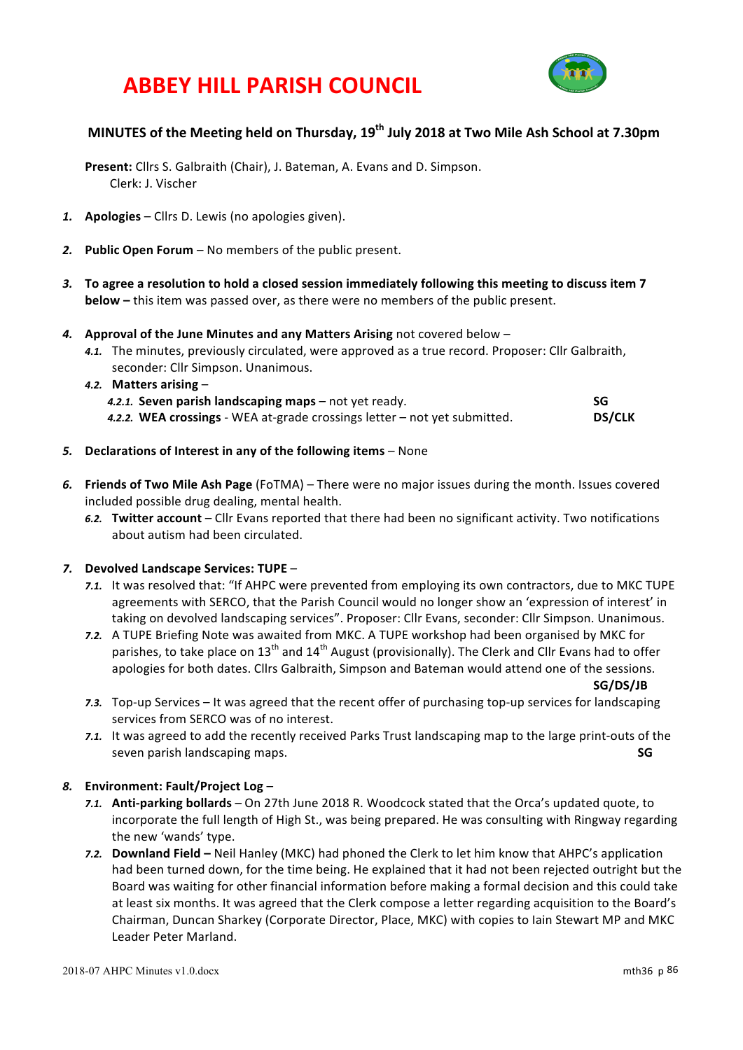# ABBEY HILL PARISH COUNCIL

## MINUTES of the Meeting held on Thursday, 19th July 2018 at Two Mile Ash School at 7.30pm

**Present:** Cllrs S. Galbraith (Chair), J. Bateman, A. Evans and D. Simpson.
Clerk: J. Vischer

1. **Apologies** – Cllrs D. Lewis (no apologies given).

2. **Public Open Forum** – No members of the public present.

3. **To agree a resolution to hold a closed session immediately following this meeting to discuss item 7 below –** this item was passed over, as there were no members of the public present.

4. **Approval of the June Minutes and any Matters Arising** not covered below –
   - 4.1. The minutes, previously circulated, were approved as a true record. Proposer: Cllr Galbraith, seconder: Cllr Simpson. Unanimous.
   - 4.2. **Matters arising** –
     - 4.2.1. **Seven parish landscaping maps** – not yet ready. **SG**
     - 4.2.2. **WEA crossings** - WEA at-grade crossings letter – not yet submitted. **DS/CLK**

5. **Declarations of Interest in any of the following items** – None

6. **Friends of Two Mile Ash Page** (FoTMA) – There were no major issues during the month. Issues covered included possible drug dealing, mental health.
   - 6.2. **Twitter account** – Cllr Evans reported that there had been no significant activity. Two notifications about autism had been circulated.

7. **Devolved Landscape Services: TUPE** –
   - 7.1. It was resolved that: "If AHPC were prevented from employing its own contractors, due to MKC TUPE agreements with SERCO, that the Parish Council would no longer show an 'expression of interest' in taking on devolved landscaping services". Proposer: Cllr Evans, seconder: Cllr Simpson. Unanimous.
   - 7.2. A TUPE Briefing Note was awaited from MKC. A TUPE workshop had been organised by MKC for parishes, to take place on 13th and 14th August (provisionally). The Clerk and Cllr Evans had to offer apologies for both dates. Cllrs Galbraith, Simpson and Bateman would attend one of the sessions. **SG/DS/JB**
   - 7.3. Top-up Services – It was agreed that the recent offer of purchasing top-up services for landscaping services from SERCO was of no interest.
   - 7.1. It was agreed to add the recently received Parks Trust landscaping map to the large print-outs of the seven parish landscaping maps. **SG**

8. **Environment: Fault/Project Log** –
   - 7.1. **Anti-parking bollards** – On 27th June 2018 R. Woodcock stated that the Orca's updated quote, to incorporate the full length of High St., was being prepared. He was consulting with Ringway regarding the new 'wands' type.
   - 7.2. **Downland Field –** Neil Hanley (MKC) had phoned the Clerk to let him know that AHPC's application had been turned down, for the time being. He explained that it had not been rejected outright but the Board was waiting for other financial information before making a formal decision and this could take at least six months. It was agreed that the Clerk compose a letter regarding acquisition to the Board's Chairman, Duncan Sharkey (Corporate Director, Place, MKC) with copies to Iain Stewart MP and MKC Leader Peter Marland.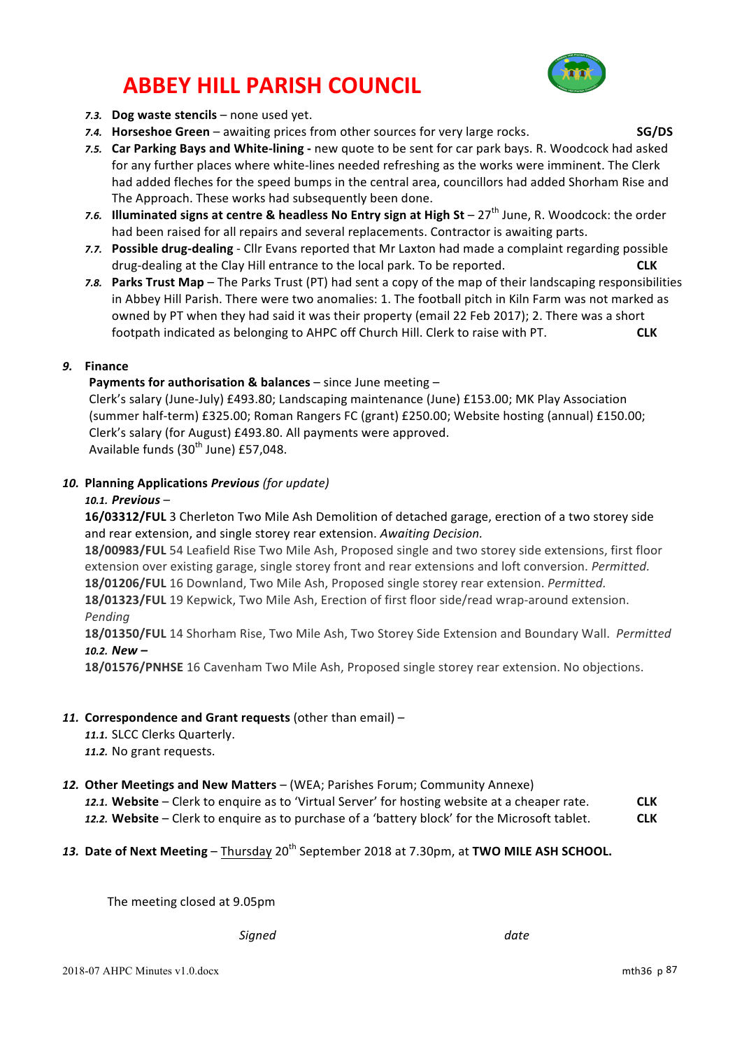# ABBEY HILL PARISH COUNCIL

*7.3.* **Dog waste stencils** – none used yet.

*7.4.* **Horseshoe Green** – awaiting prices from other sources for very large rocks. **SG/DS**

*7.5.* **Car Parking Bays and White-lining -** new quote to be sent for car park bays. R. Woodcock had asked for any further places where white-lines needed refreshing as the works were imminent. The Clerk had added fleches for the speed bumps in the central area, councillors had added Shorham Rise and The Approach. These works had subsequently been done.

*7.6.* **Illuminated signs at centre & headless No Entry sign at High St** – 27th June, R. Woodcock: the order had been raised for all repairs and several replacements. Contractor is awaiting parts.

*7.7.* **Possible drug-dealing** - Cllr Evans reported that Mr Laxton had made a complaint regarding possible drug-dealing at the Clay Hill entrance to the local park. To be reported. **CLK**

*7.8.* **Parks Trust Map** – The Parks Trust (PT) had sent a copy of the map of their landscaping responsibilities in Abbey Hill Parish. There were two anomalies: 1. The football pitch in Kiln Farm was not marked as owned by PT when they had said it was their property (email 22 Feb 2017); 2. There was a short footpath indicated as belonging to AHPC off Church Hill. Clerk to raise with PT. **CLK**

*9.* **Finance**

**Payments for authorisation & balances** – since June meeting – Clerk's salary (June-July) £493.80; Landscaping maintenance (June) £153.00; MK Play Association (summer half-term) £325.00; Roman Rangers FC (grant) £250.00; Website hosting (annual) £150.00; Clerk's salary (for August) £493.80. All payments were approved.
Available funds (30th June) £57,048.

*10.* **Planning Applications *Previous*** *(for update)*

*10.1.* ***Previous*** –

**16/03312/FUL** 3 Cherleton Two Mile Ash Demolition of detached garage, erection of a two storey side and rear extension, and single storey rear extension. *Awaiting Decision.*

**18/00983/FUL** 54 Leafield Rise Two Mile Ash, Proposed single and two storey side extensions, first floor extension over existing garage, single storey front and rear extensions and loft conversion. *Permitted.*

**18/01206/FUL** 16 Downland, Two Mile Ash, Proposed single storey rear extension. *Permitted.*

**18/01323/FUL** 19 Kepwick, Two Mile Ash, Erection of first floor side/read wrap-around extension. *Pending*

**18/01350/FUL** 14 Shorham Rise, Two Mile Ash, Two Storey Side Extension and Boundary Wall. *Permitted*

*10.2.* ***New –***

**18/01576/PNHSE** 16 Cavenham Two Mile Ash, Proposed single storey rear extension. No objections.

*11.* **Correspondence and Grant requests** (other than email) –

*11.1.* SLCC Clerks Quarterly.

*11.2.* No grant requests.

*12.* **Other Meetings and New Matters** – (WEA; Parishes Forum; Community Annexe)

*12.1.* **Website** – Clerk to enquire as to 'Virtual Server' for hosting website at a cheaper rate. **CLK**

*12.2.* **Website** – Clerk to enquire as to purchase of a 'battery block' for the Microsoft tablet. **CLK**

*13.* **Date of Next Meeting** – Thursday 20th September 2018 at 7.30pm, at **TWO MILE ASH SCHOOL.**

The meeting closed at 9.05pm

*Signed* *date*